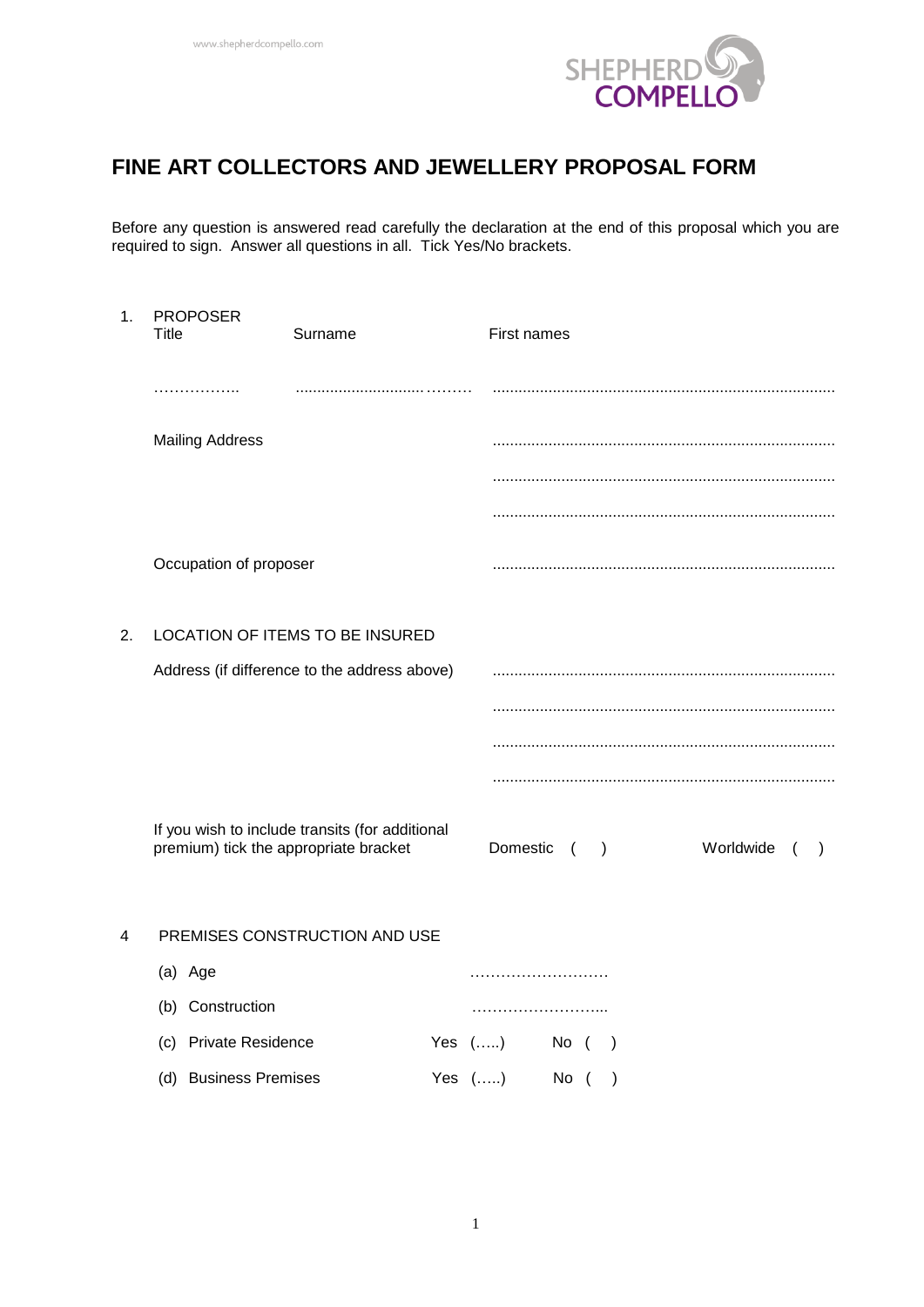# FINE ART COLLECTORS AND JEWELLERY PROPOSAL FORM

Before any question is answered read carefully the declaration at the end of this proposal which you are required to sign. Answer all questions in all. Tick Yes/No brackets.

1. PROPOSER

| Title | Surname | First names |
|---|---|---|
| …………….. | ..........................……… | ............................................................................... |

Mailing Address ...............................................................................

...............................................................................

...............................................................................

Occupation of proposer ...............................................................................

2. LOCATION OF ITEMS TO BE INSURED

Address (if difference to the address above) ...............................................................................

...............................................................................

...............................................................................

...............................................................................

If you wish to include transits (for additional premium) tick the appropriate bracket    Domestic ( )    Worldwide ( )

4 PREMISES CONSTRUCTION AND USE

(a) Age ………………………

(b) Construction ……………………...

(c) Private Residence    Yes (…..)    No ( )

(d) Business Premises    Yes (…..)    No ( )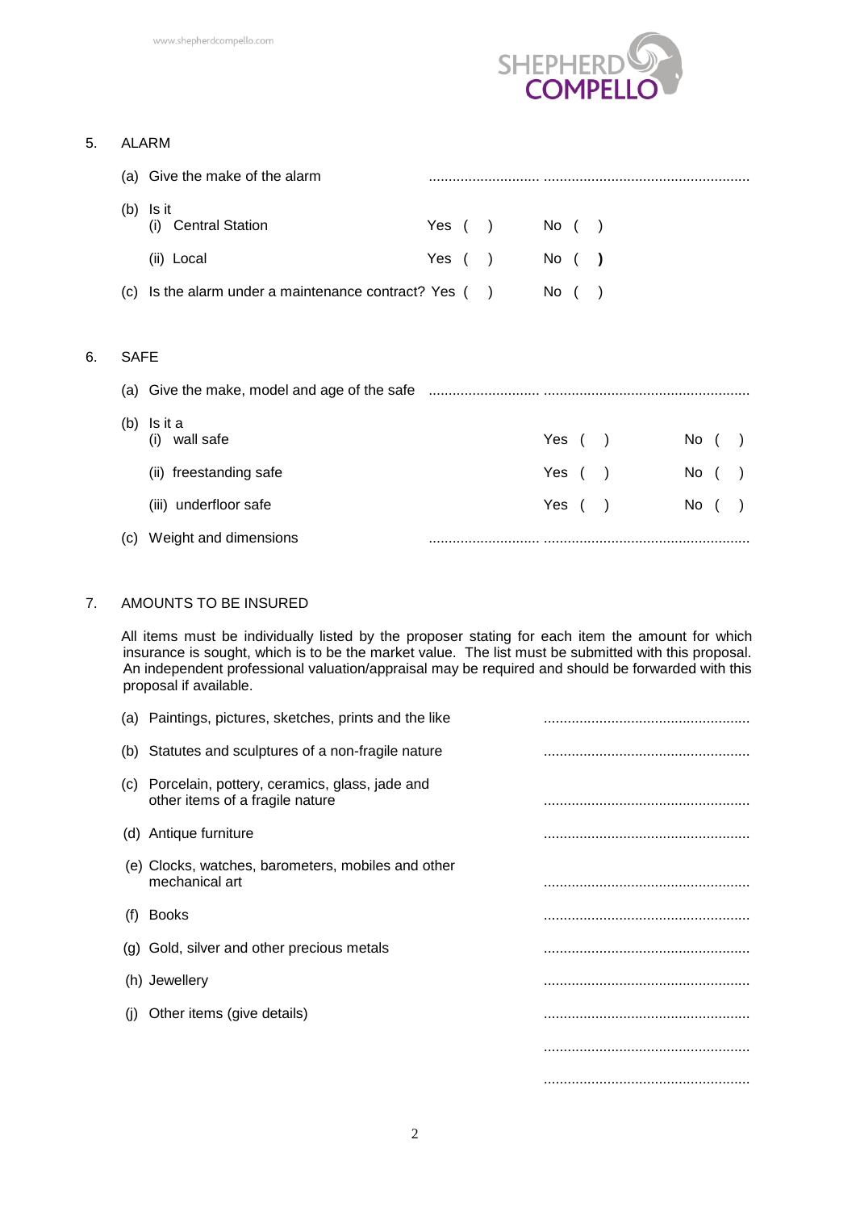5. ALARM

(a) Give the make of the alarm ............................ ...................................................

(b) Is it
  (i) Central Station Yes ( ) No ( )

  (ii) Local Yes ( ) No ( )

(c) Is the alarm under a maintenance contract? Yes ( ) No ( )

6. SAFE

(a) Give the make, model and age of the safe ............................ ...................................................

(b) Is it a
  (i) wall safe Yes ( ) No ( )

  (ii) freestanding safe Yes ( ) No ( )

  (iii) underfloor safe Yes ( ) No ( )

(c) Weight and dimensions ............................ ...................................................

7. AMOUNTS TO BE INSURED

All items must be individually listed by the proposer stating for each item the amount for which insurance is sought, which is to be the market value. The list must be submitted with this proposal. An independent professional valuation/appraisal may be required and should be forwarded with this proposal if available.

(a) Paintings, pictures, sketches, prints and the like ...................................................

(b) Statutes and sculptures of a non-fragile nature ...................................................

(c) Porcelain, pottery, ceramics, glass, jade and other items of a fragile nature ...................................................

(d) Antique furniture ...................................................

(e) Clocks, watches, barometers, mobiles and other mechanical art ...................................................

(f) Books ...................................................

(g) Gold, silver and other precious metals ...................................................

(h) Jewellery ...................................................

(j) Other items (give details) ...................................................

...................................................

...................................................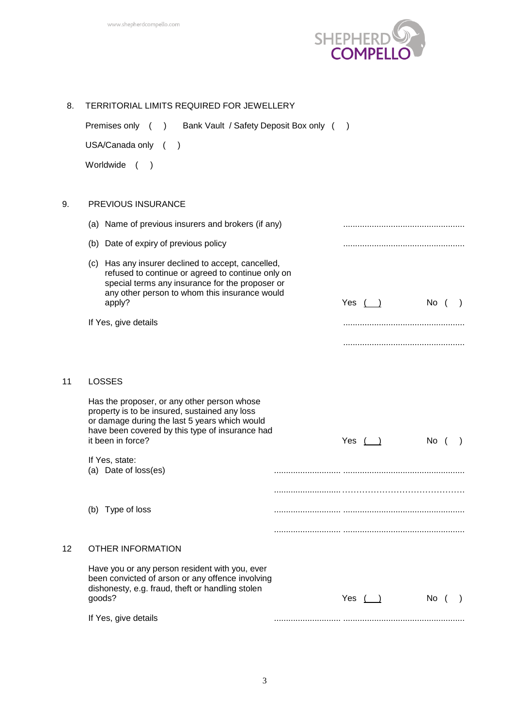8. TERRITORIAL LIMITS REQUIRED FOR JEWELLERY

Premises only ( ) Bank Vault / Safety Deposit Box only ( )

USA/Canada only ( )

Worldwide ( )

9. PREVIOUS INSURANCE

(a) Name of previous insurers and brokers (if any) ..................................................

(b) Date of expiry of previous policy ..................................................

(c) Has any insurer declined to accept, cancelled, refused to continue or agreed to continue only on special terms any insurance for the proposer or any other person to whom this insurance would apply? Yes ( ) No ( )

If Yes, give details ..................................................

..................................................

11 LOSSES

Has the proposer, or any other person whose property is to be insured, sustained any loss or damage during the last 5 years which would have been covered by this type of insurance had it been in force? Yes ( ) No ( )

If Yes, state:

(a) Date of loss(es) ............................ ..................................................

............................ ..................................................

(b) Type of loss ............................ ..................................................

............................ ..................................................

12 OTHER INFORMATION

Have you or any person resident with you, ever been convicted of arson or any offence involving dishonesty, e.g. fraud, theft or handling stolen goods? Yes ( ) No ( )

If Yes, give details ............................ ..................................................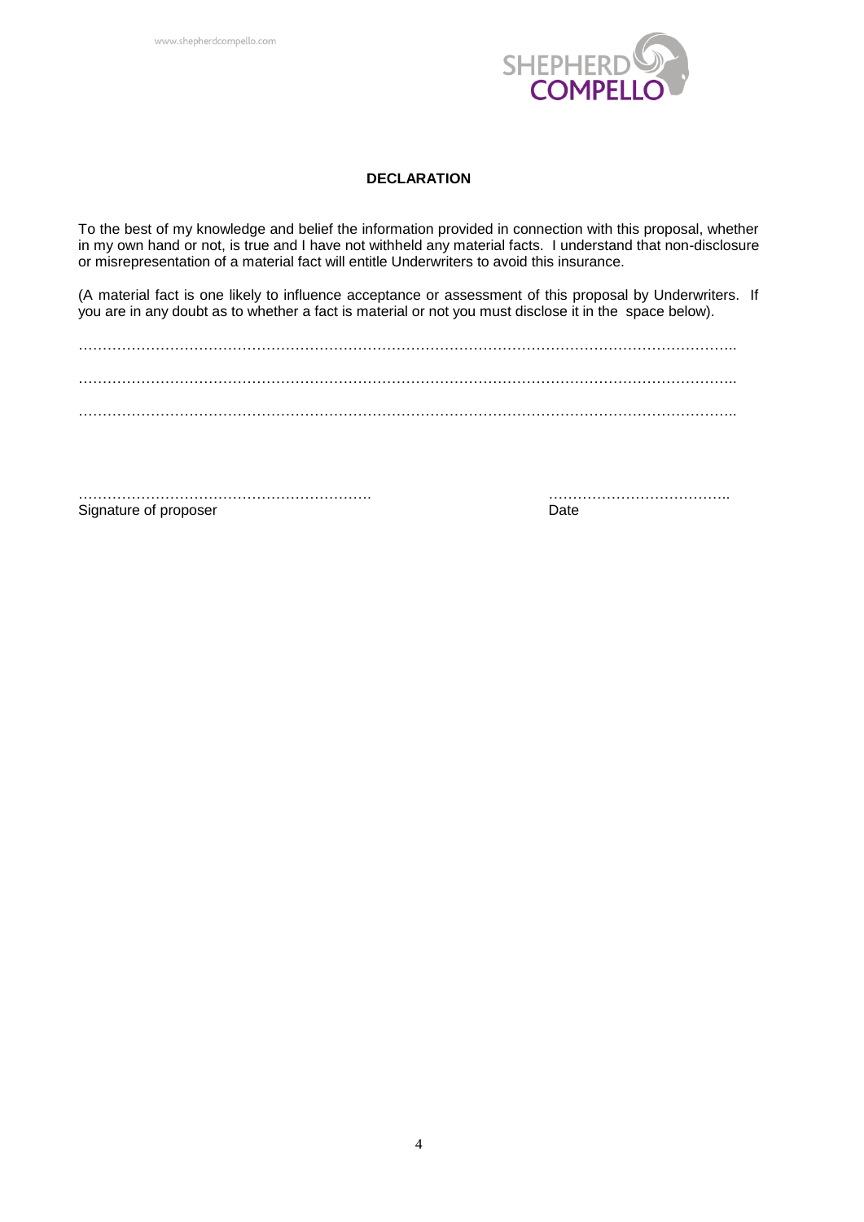## DECLARATION

To the best of my knowledge and belief the information provided in connection with this proposal, whether in my own hand or not, is true and I have not withheld any material facts. I understand that non-disclosure or misrepresentation of a material fact will entitle Underwriters to avoid this insurance.

(A material fact is one likely to influence acceptance or assessment of this proposal by Underwriters. If you are in any doubt as to whether a fact is material or not you must disclose it in the space below).

…………………………………………………………………………………………………………………………..

…………………………………………………………………………………………………………………………..

…………………………………………………………………………………………………………………………..

………………………………………………………. ………………………………..

Signature of proposer Date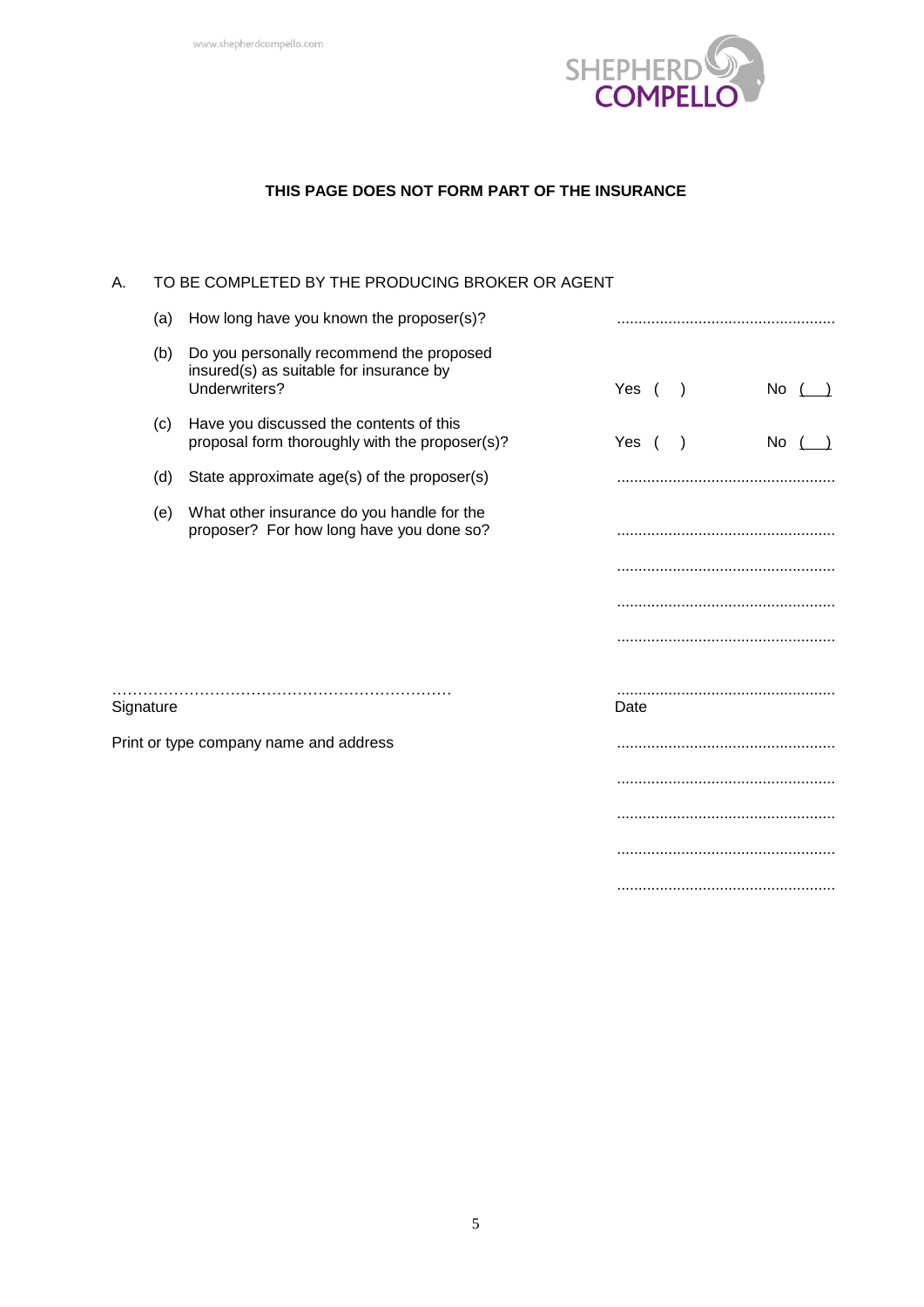**THIS PAGE DOES NOT FORM PART OF THE INSURANCE**

A. TO BE COMPLETED BY THE PRODUCING BROKER OR AGENT

(a) How long have you known the proposer(s)? ..................................................

(b) Do you personally recommend the proposed insured(s) as suitable for insurance by Underwriters? Yes ( ) No ( )

(c) Have you discussed the contents of this proposal form thoroughly with the proposer(s)? Yes ( ) No ( )

(d) State approximate age(s) of the proposer(s) ..................................................

(e) What other insurance do you handle for the proposer? For how long have you done so? ..................................................

..................................................

..................................................

..................................................

………………………………………………………… ..................................................

Signature Date

Print or type company name and address ..................................................

..................................................

..................................................

..................................................

..................................................